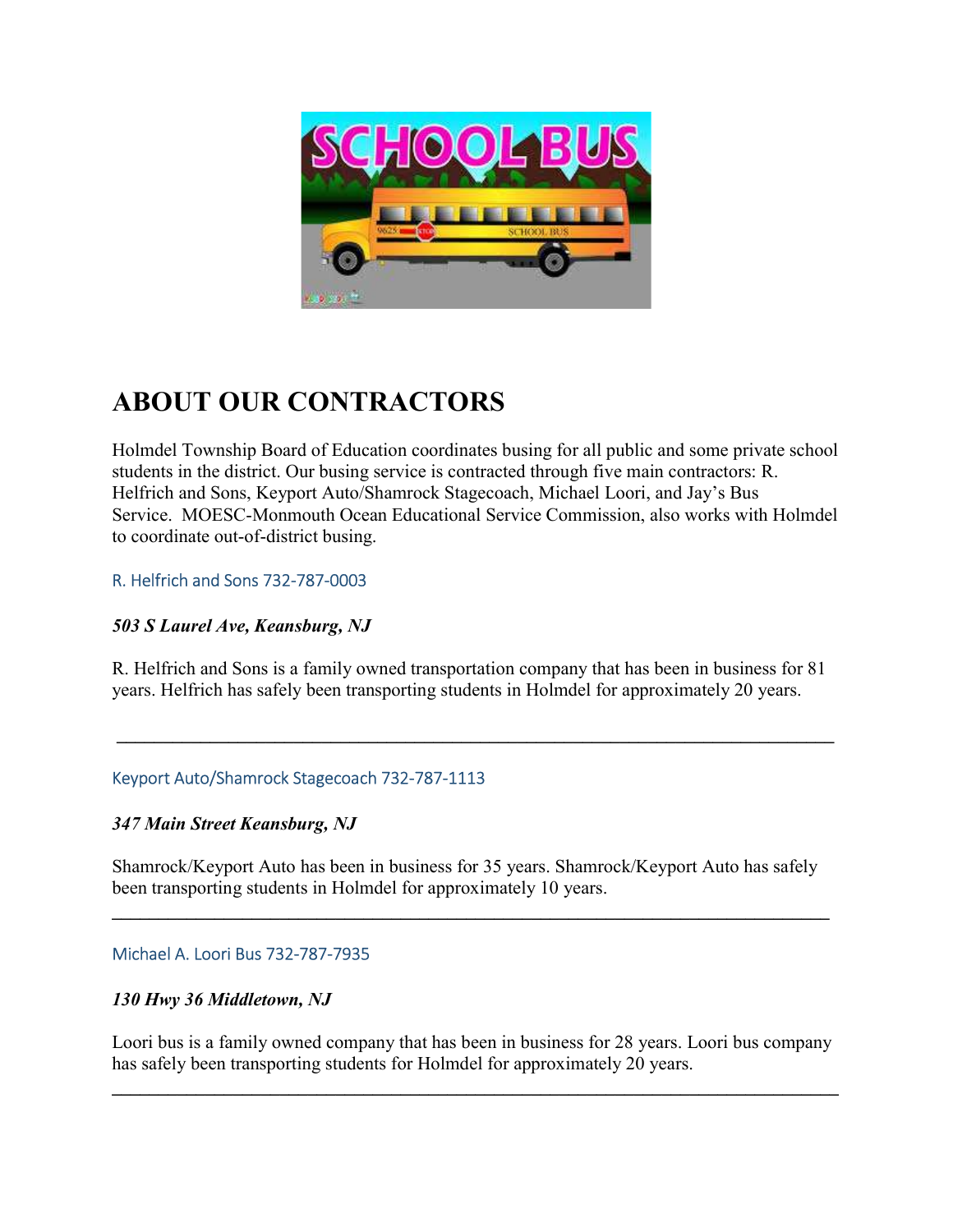# ABOUT OUR CONTRACTORS

Holmdel Township Board of Education coordinates busing for all public and some private school students in the district. Our busing service is contracted through five main contractors: R. Helfrich and Sons, Keyport Auto/Shamrock Stagecoach, Michael Loori, and Jay's Bus Service. MOESC-Monmouth Ocean Educational Service Commission, also works with Holmdel to coordinate out-of-district busing.

R. Helfrich and Sons 732-787-0003

***503 S Laurel Ave, Keansburg, NJ***

R. Helfrich and Sons is a family owned transportation company that has been in business for 81 years. Helfrich has safely been transporting students in Holmdel for approximately 20 years.

---

Keyport Auto/Shamrock Stagecoach 732-787-1113

***347 Main Street Keansburg, NJ***

Shamrock/Keyport Auto has been in business for 35 years. Shamrock/Keyport Auto has safely been transporting students in Holmdel for approximately 10 years.

---

Michael A. Loori Bus 732-787-7935

***130 Hwy 36 Middletown, NJ***

Loori bus is a family owned company that has been in business for 28 years. Loori bus company has safely been transporting students for Holmdel for approximately 20 years.

---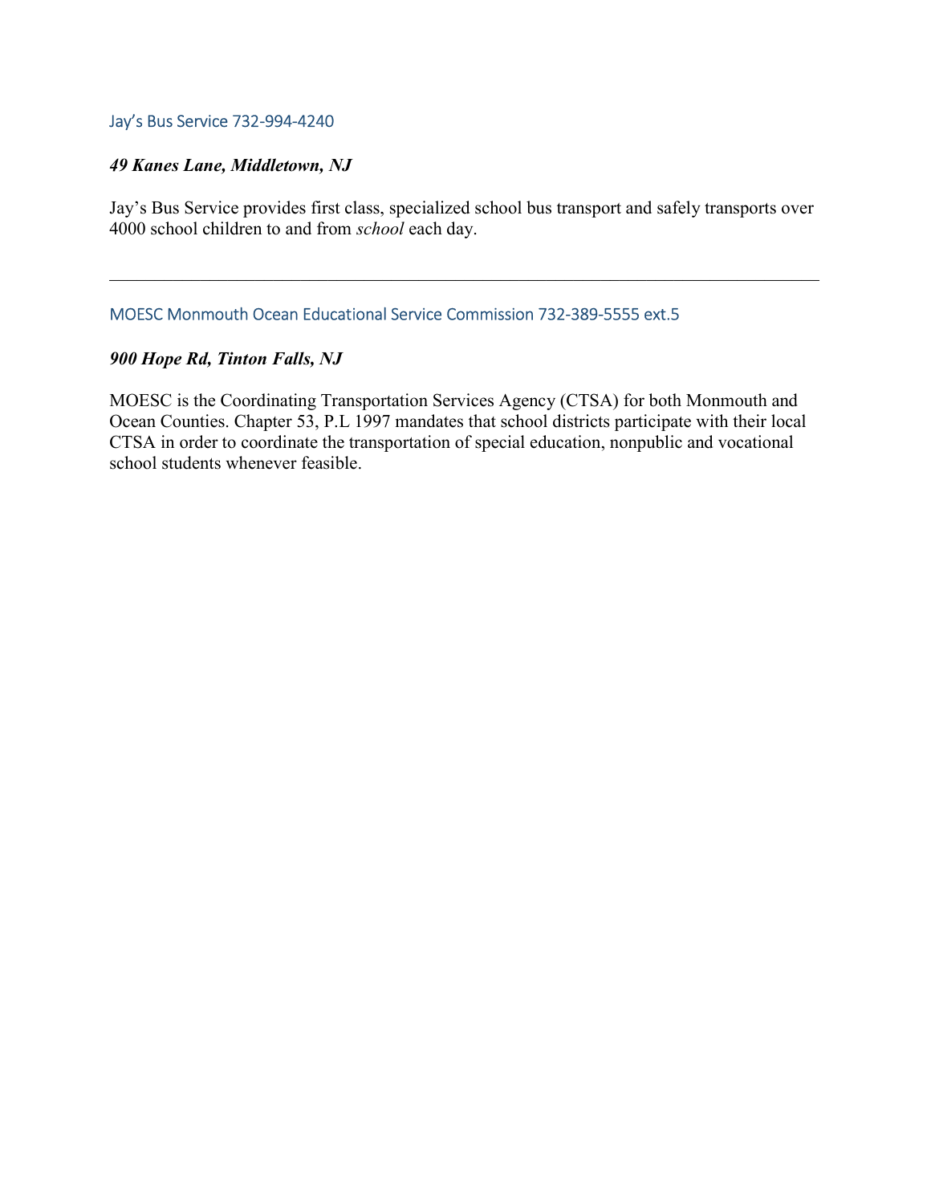### Jay's Bus Service 732-994-4240

***49 Kanes Lane, Middletown, NJ***

Jay's Bus Service provides first class, specialized school bus transport and safely transports over 4000 school children to and from *school* each day.

---

### MOESC Monmouth Ocean Educational Service Commission 732-389-5555 ext.5

***900 Hope Rd, Tinton Falls, NJ***

MOESC is the Coordinating Transportation Services Agency (CTSA) for both Monmouth and Ocean Counties. Chapter 53, P.L 1997 mandates that school districts participate with their local CTSA in order to coordinate the transportation of special education, nonpublic and vocational school students whenever feasible.